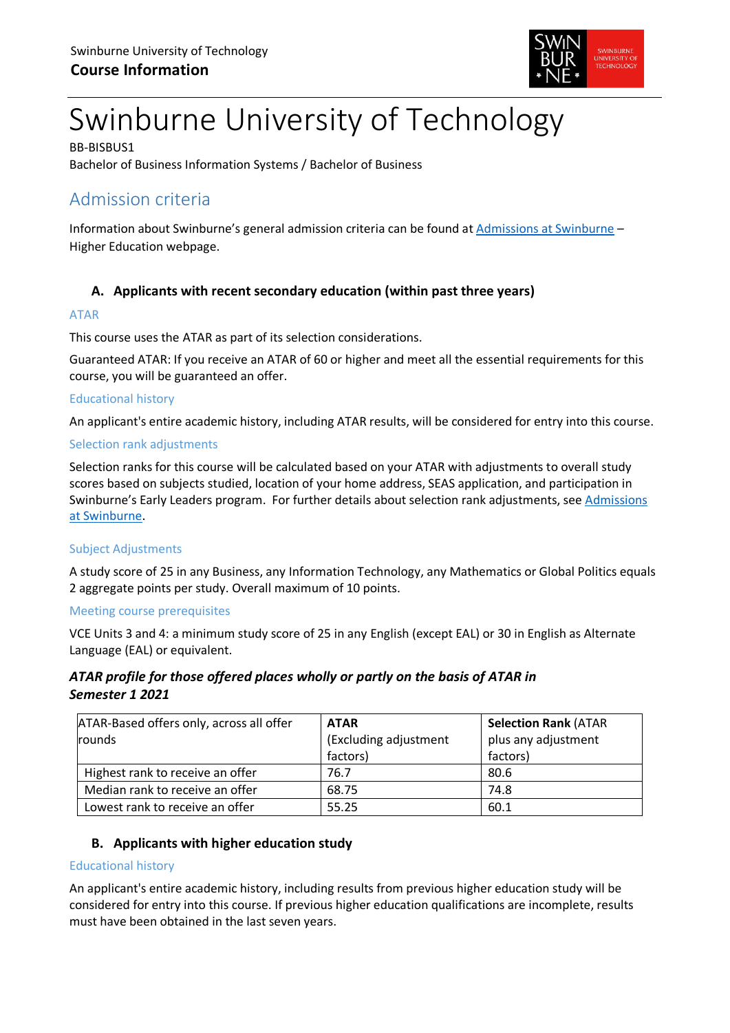Swinburne University of Technology
**Course Information**

# Swinburne University of Technology

BB-BISBUS1
Bachelor of Business Information Systems / Bachelor of Business

## Admission criteria

Information about Swinburne's general admission criteria can be found at [Admissions at Swinburne](#) – Higher Education webpage.

### A. Applicants with recent secondary education (within past three years)

#### ATAR

This course uses the ATAR as part of its selection considerations.

Guaranteed ATAR: If you receive an ATAR of 60 or higher and meet all the essential requirements for this course, you will be guaranteed an offer.

#### Educational history

An applicant's entire academic history, including ATAR results, will be considered for entry into this course.

#### Selection rank adjustments

Selection ranks for this course will be calculated based on your ATAR with adjustments to overall study scores based on subjects studied, location of your home address, SEAS application, and participation in Swinburne's Early Leaders program. For further details about selection rank adjustments, see [Admissions at Swinburne](#).

#### Subject Adjustments

A study score of 25 in any Business, any Information Technology, any Mathematics or Global Politics equals 2 aggregate points per study. Overall maximum of 10 points.

#### Meeting course prerequisites

VCE Units 3 and 4: a minimum study score of 25 in any English (except EAL) or 30 in English as Alternate Language (EAL) or equivalent.

***ATAR profile for those offered places wholly or partly on the basis of ATAR in Semester 1 2021***

| ATAR-Based offers only, across all offer rounds | **ATAR** (Excluding adjustment factors) | **Selection Rank** (ATAR plus any adjustment factors) |
|---|---|---|
| Highest rank to receive an offer | 76.7 | 80.6 |
| Median rank to receive an offer | 68.75 | 74.8 |
| Lowest rank to receive an offer | 55.25 | 60.1 |

### B. Applicants with higher education study

#### Educational history

An applicant's entire academic history, including results from previous higher education study will be considered for entry into this course. If previous higher education qualifications are incomplete, results must have been obtained in the last seven years.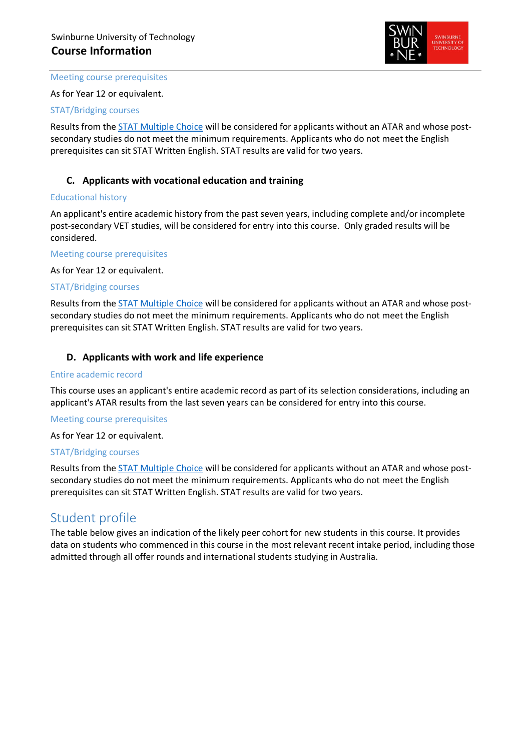Meeting course prerequisites

As for Year 12 or equivalent.

STAT/Bridging courses

Results from the [STAT Multiple Choice] will be considered for applicants without an ATAR and whose post-secondary studies do not meet the minimum requirements. Applicants who do not meet the English prerequisites can sit STAT Written English. STAT results are valid for two years.

### C. Applicants with vocational education and training

Educational history

An applicant's entire academic history from the past seven years, including complete and/or incomplete post-secondary VET studies, will be considered for entry into this course. Only graded results will be considered.

Meeting course prerequisites

As for Year 12 or equivalent.

STAT/Bridging courses

Results from the [STAT Multiple Choice] will be considered for applicants without an ATAR and whose post-secondary studies do not meet the minimum requirements. Applicants who do not meet the English prerequisites can sit STAT Written English. STAT results are valid for two years.

### D. Applicants with work and life experience

Entire academic record

This course uses an applicant's entire academic record as part of its selection considerations, including an applicant's ATAR results from the last seven years can be considered for entry into this course.

Meeting course prerequisites

As for Year 12 or equivalent.

STAT/Bridging courses

Results from the [STAT Multiple Choice] will be considered for applicants without an ATAR and whose post-secondary studies do not meet the minimum requirements. Applicants who do not meet the English prerequisites can sit STAT Written English. STAT results are valid for two years.

## Student profile

The table below gives an indication of the likely peer cohort for new students in this course. It provides data on students who commenced in this course in the most relevant recent intake period, including those admitted through all offer rounds and international students studying in Australia.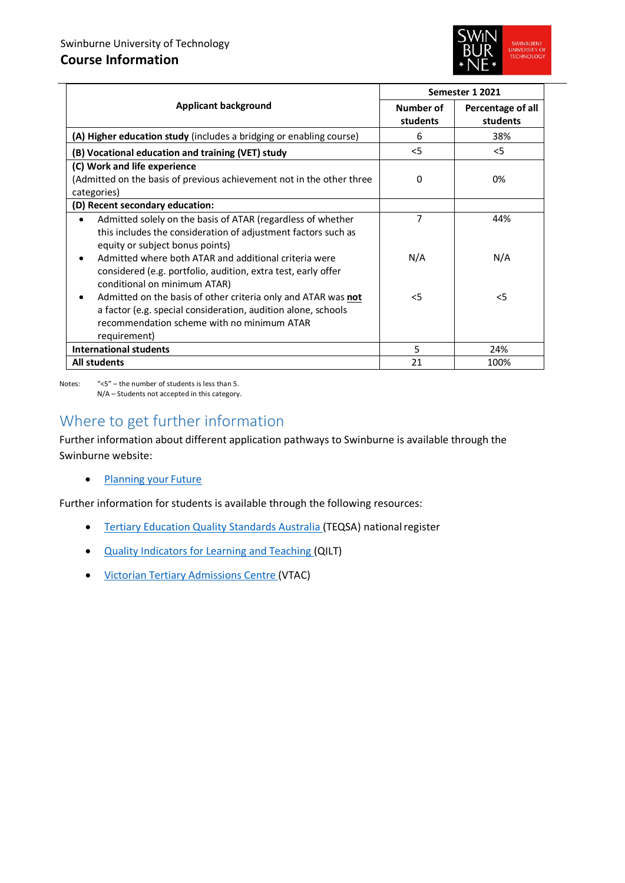Swinburne University of Technology

**Course Information**

| Applicant background | Semester 1 2021 | |
|---|---|---|
| | **Number of students** | **Percentage of all students** |
| **(A) Higher education study** (includes a bridging or enabling course) | 6 | 38% |
| **(B) Vocational education and training (VET) study** | <5 | <5 |
| **(C) Work and life experience** (Admitted on the basis of previous achievement not in the other three categories) | 0 | 0% |
| **(D) Recent secondary education:** | | |
| • Admitted solely on the basis of ATAR (regardless of whether this includes the consideration of adjustment factors such as equity or subject bonus points) | 7 | 44% |
| • Admitted where both ATAR and additional criteria were considered (e.g. portfolio, audition, extra test, early offer conditional on minimum ATAR) | N/A | N/A |
| • Admitted on the basis of other criteria only and ATAR was **not** a factor (e.g. special consideration, audition alone, schools recommendation scheme with no minimum ATAR requirement) | <5 | <5 |
| **International students** | 5 | 24% |
| **All students** | 21 | 100% |

Notes: "<5" – the number of students is less than 5.
N/A – Students not accepted in this category.

## Where to get further information

Further information about different application pathways to Swinburne is available through the Swinburne website:

- Planning your Future

Further information for students is available through the following resources:

- Tertiary Education Quality Standards Australia (TEQSA) national register
- Quality Indicators for Learning and Teaching (QILT)
- Victorian Tertiary Admissions Centre (VTAC)